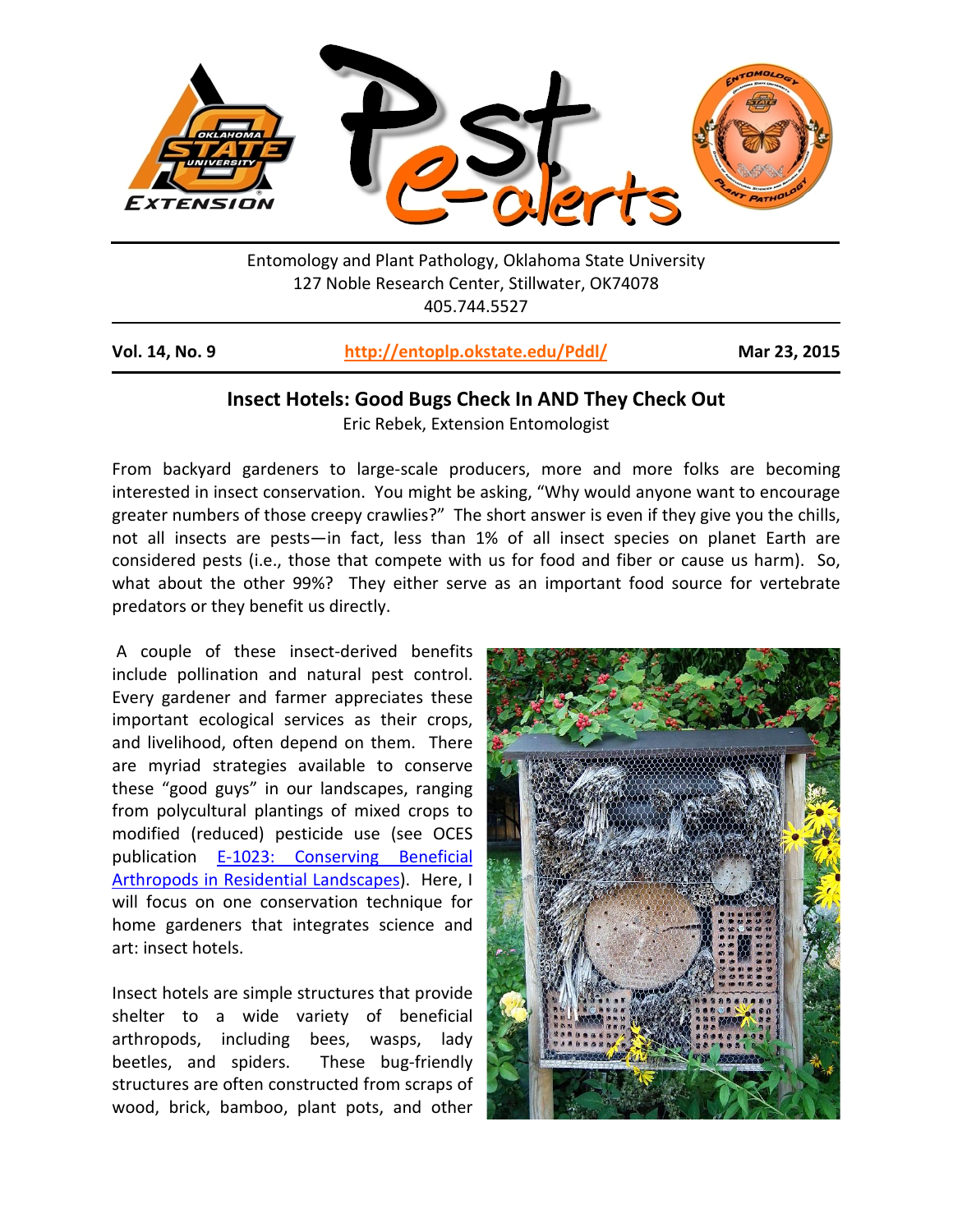Entomology and Plant Pathology, Oklahoma State University
127 Noble Research Center, Stillwater, OK74078
405.744.5527

**Vol. 14, No. 9** http://entoplp.okstate.edu/Pddl/ **Mar 23, 2015**

## Insect Hotels: Good Bugs Check In AND They Check Out

Eric Rebek, Extension Entomologist

From backyard gardeners to large-scale producers, more and more folks are becoming interested in insect conservation. You might be asking, "Why would anyone want to encourage greater numbers of those creepy crawlies?" The short answer is even if they give you the chills, not all insects are pests—in fact, less than 1% of all insect species on planet Earth are considered pests (i.e., those that compete with us for food and fiber or cause us harm). So, what about the other 99%? They either serve as an important food source for vertebrate predators or they benefit us directly.

A couple of these insect-derived benefits include pollination and natural pest control. Every gardener and farmer appreciates these important ecological services as their crops, and livelihood, often depend on them. There are myriad strategies available to conserve these "good guys" in our landscapes, ranging from polycultural plantings of mixed crops to modified (reduced) pesticide use (see OCES publication E-1023: Conserving Beneficial Arthropods in Residential Landscapes). Here, I will focus on one conservation technique for home gardeners that integrates science and art: insect hotels.

Insect hotels are simple structures that provide shelter to a wide variety of beneficial arthropods, including bees, wasps, lady beetles, and spiders. These bug-friendly structures are often constructed from scraps of wood, brick, bamboo, plant pots, and other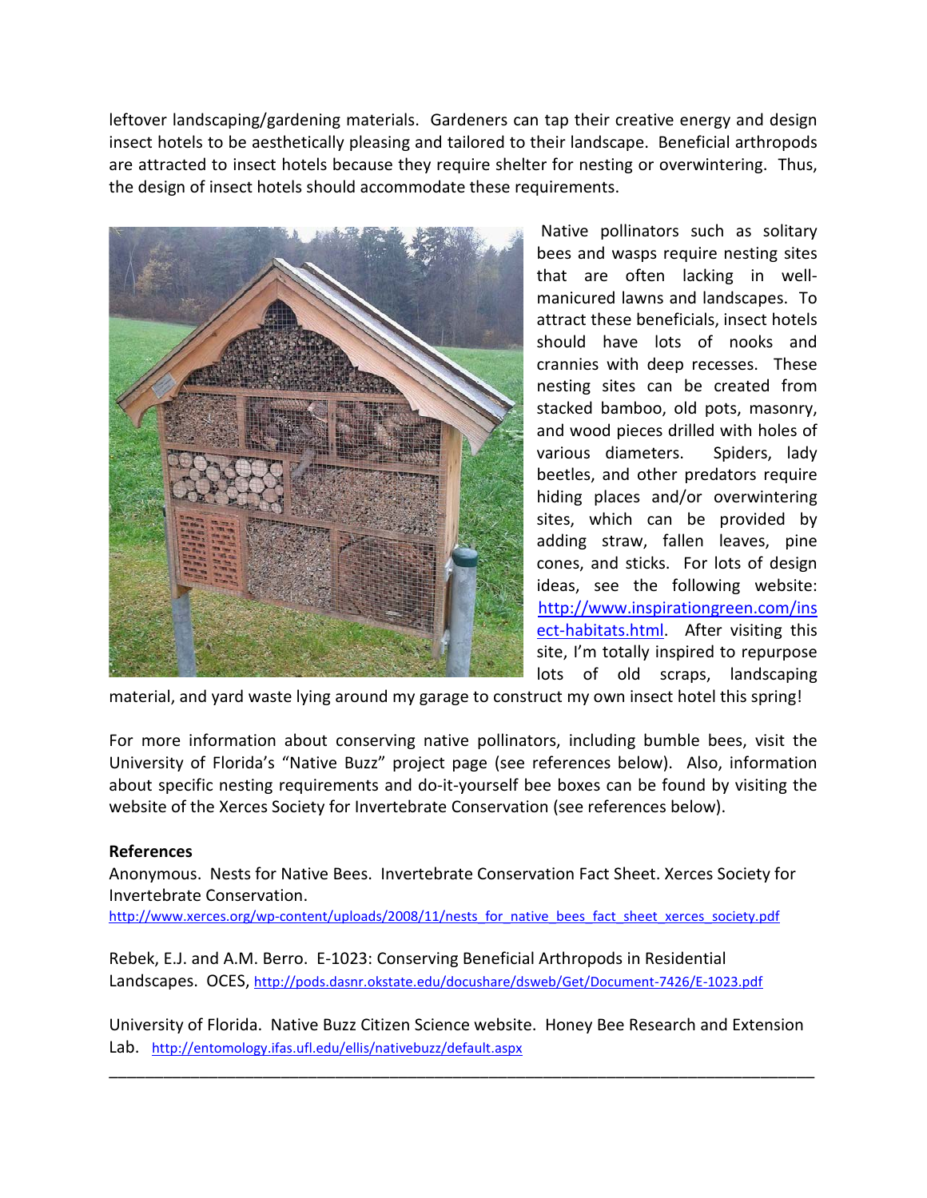leftover landscaping/gardening materials. Gardeners can tap their creative energy and design insect hotels to be aesthetically pleasing and tailored to their landscape. Beneficial arthropods are attracted to insect hotels because they require shelter for nesting or overwintering. Thus, the design of insect hotels should accommodate these requirements.

Native pollinators such as solitary bees and wasps require nesting sites that are often lacking in well-manicured lawns and landscapes. To attract these beneficials, insect hotels should have lots of nooks and crannies with deep recesses. These nesting sites can be created from stacked bamboo, old pots, masonry, and wood pieces drilled with holes of various diameters. Spiders, lady beetles, and other predators require hiding places and/or overwintering sites, which can be provided by adding straw, fallen leaves, pine cones, and sticks. For lots of design ideas, see the following website: [http://www.inspirationgreen.com/insect-habitats.html](http://www.inspirationgreen.com/insect-habitats.html). After visiting this site, I'm totally inspired to repurpose lots of old scraps, landscaping material, and yard waste lying around my garage to construct my own insect hotel this spring!

For more information about conserving native pollinators, including bumble bees, visit the University of Florida's "Native Buzz" project page (see references below). Also, information about specific nesting requirements and do-it-yourself bee boxes can be found by visiting the website of the Xerces Society for Invertebrate Conservation (see references below).

**References**

Anonymous. Nests for Native Bees. Invertebrate Conservation Fact Sheet. Xerces Society for Invertebrate Conservation.
[http://www.xerces.org/wp-content/uploads/2008/11/nests_for_native_bees_fact_sheet_xerces_society.pdf](http://www.xerces.org/wp-content/uploads/2008/11/nests_for_native_bees_fact_sheet_xerces_society.pdf)

Rebek, E.J. and A.M. Berro. E-1023: Conserving Beneficial Arthropods in Residential Landscapes. OCES, [http://pods.dasnr.okstate.edu/docushare/dsweb/Get/Document-7426/E-1023.pdf](http://pods.dasnr.okstate.edu/docushare/dsweb/Get/Document-7426/E-1023.pdf)

University of Florida. Native Buzz Citizen Science website. Honey Bee Research and Extension Lab. [http://entomology.ifas.ufl.edu/ellis/nativebuzz/default.aspx](http://entomology.ifas.ufl.edu/ellis/nativebuzz/default.aspx)

---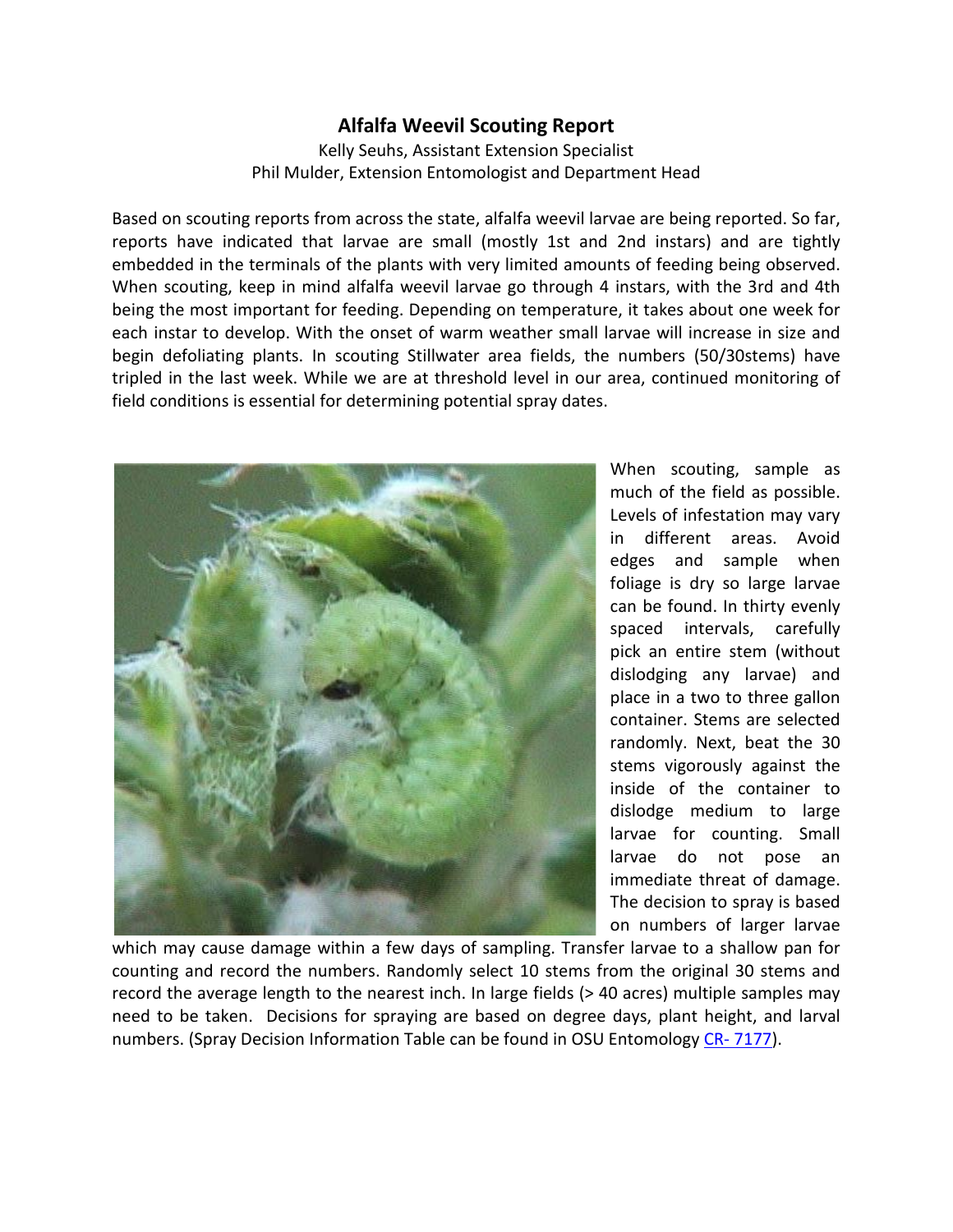## Alfalfa Weevil Scouting Report

Kelly Seuhs, Assistant Extension Specialist
Phil Mulder, Extension Entomologist and Department Head

Based on scouting reports from across the state, alfalfa weevil larvae are being reported. So far, reports have indicated that larvae are small (mostly 1st and 2nd instars) and are tightly embedded in the terminals of the plants with very limited amounts of feeding being observed. When scouting, keep in mind alfalfa weevil larvae go through 4 instars, with the 3rd and 4th being the most important for feeding. Depending on temperature, it takes about one week for each instar to develop. With the onset of warm weather small larvae will increase in size and begin defoliating plants. In scouting Stillwater area fields, the numbers (50/30stems) have tripled in the last week. While we are at threshold level in our area, continued monitoring of field conditions is essential for determining potential spray dates.

When scouting, sample as much of the field as possible. Levels of infestation may vary in different areas. Avoid edges and sample when foliage is dry so large larvae can be found. In thirty evenly spaced intervals, carefully pick an entire stem (without dislodging any larvae) and place in a two to three gallon container. Stems are selected randomly. Next, beat the 30 stems vigorously against the inside of the container to dislodge medium to large larvae for counting. Small larvae do not pose an immediate threat of damage. The decision to spray is based on numbers of larger larvae which may cause damage within a few days of sampling. Transfer larvae to a shallow pan for counting and record the numbers. Randomly select 10 stems from the original 30 stems and record the average length to the nearest inch. In large fields (> 40 acres) multiple samples may need to be taken. Decisions for spraying are based on degree days, plant height, and larval numbers. (Spray Decision Information Table can be found in OSU Entomology CR- 7177).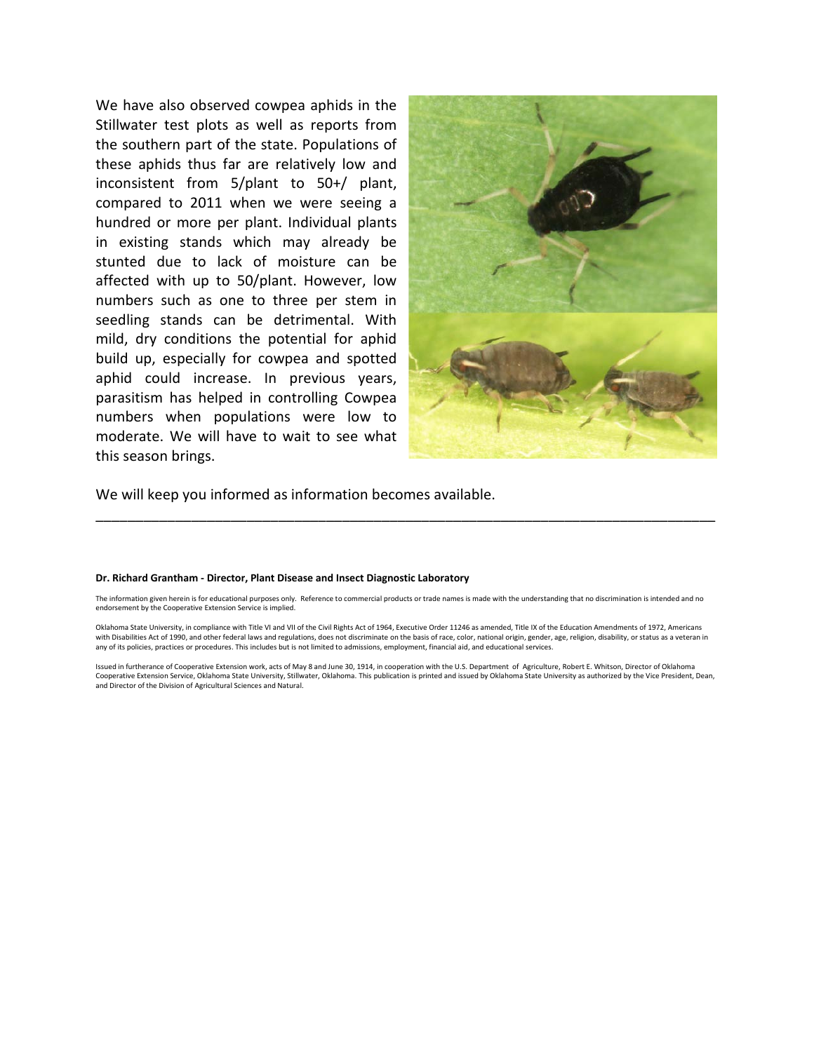We have also observed cowpea aphids in the Stillwater test plots as well as reports from the southern part of the state. Populations of these aphids thus far are relatively low and inconsistent from 5/plant to 50+/ plant, compared to 2011 when we were seeing a hundred or more per plant. Individual plants in existing stands which may already be stunted due to lack of moisture can be affected with up to 50/plant. However, low numbers such as one to three per stem in seedling stands can be detrimental. With mild, dry conditions the potential for aphid build up, especially for cowpea and spotted aphid could increase. In previous years, parasitism has helped in controlling Cowpea numbers when populations were low to moderate. We will have to wait to see what this season brings.

We will keep you informed as information becomes available.

---

**Dr. Richard Grantham - Director, Plant Disease and Insect Diagnostic Laboratory**

The information given herein is for educational purposes only. Reference to commercial products or trade names is made with the understanding that no discrimination is intended and no endorsement by the Cooperative Extension Service is implied.

Oklahoma State University, in compliance with Title VI and VII of the Civil Rights Act of 1964, Executive Order 11246 as amended, Title IX of the Education Amendments of 1972, Americans with Disabilities Act of 1990, and other federal laws and regulations, does not discriminate on the basis of race, color, national origin, gender, age, religion, disability, or status as a veteran in any of its policies, practices or procedures. This includes but is not limited to admissions, employment, financial aid, and educational services.

Issued in furtherance of Cooperative Extension work, acts of May 8 and June 30, 1914, in cooperation with the U.S. Department of Agriculture, Robert E. Whitson, Director of Oklahoma Cooperative Extension Service, Oklahoma State University, Stillwater, Oklahoma. This publication is printed and issued by Oklahoma State University as authorized by the Vice President, Dean, and Director of the Division of Agricultural Sciences and Natural.